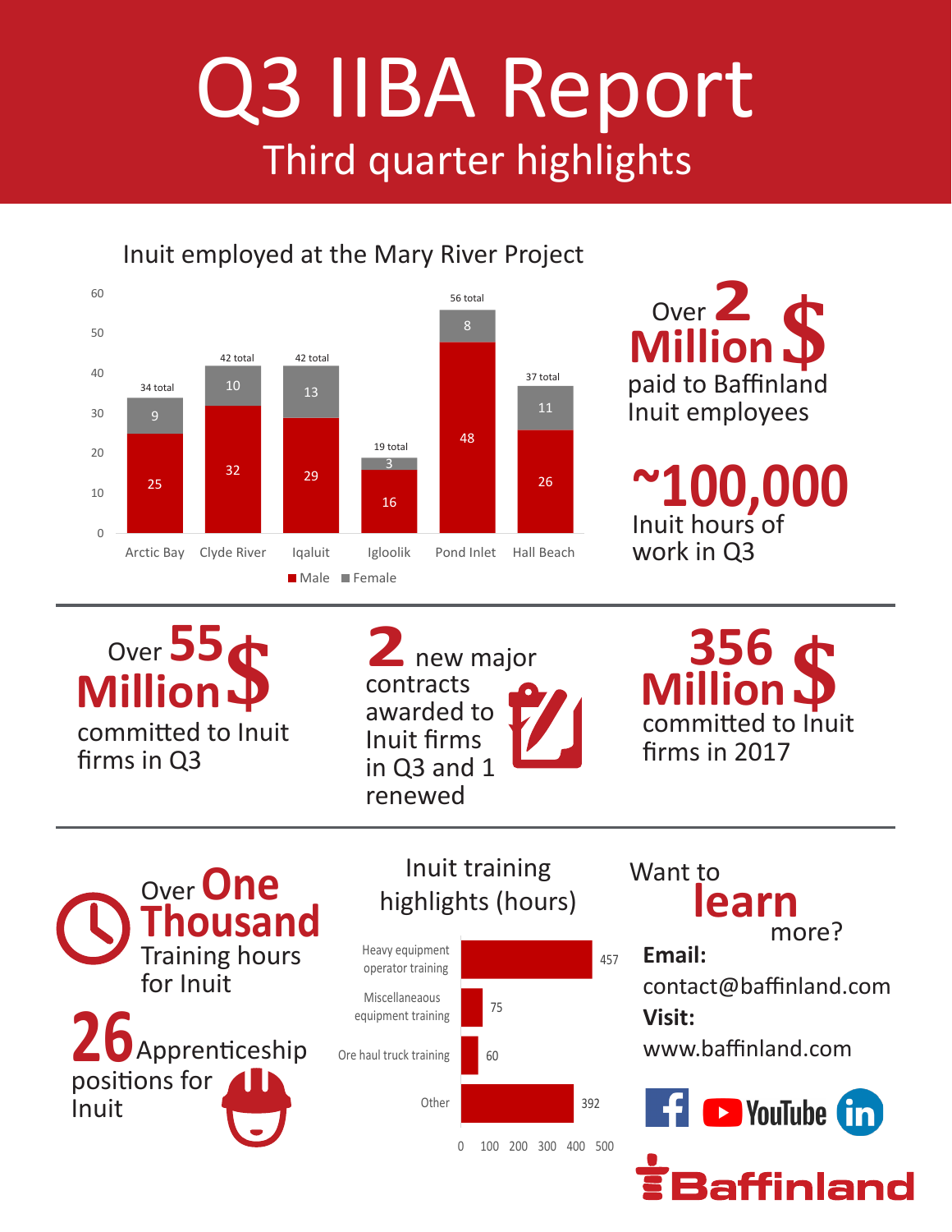# Q3 IIBA Report

## Third quarter highlights

### Inuit employed at the Mary River Project

| Community | Male | Female | Total |
|---|---|---|---|
| Arctic Bay | 25 | 9 | 34 total |
| Clyde River | 32 | 10 | 42 total |
| Iqaluit | 29 | 13 | 42 total |
| Igloolik | 16 | 3 | 19 total |
| Pond Inlet | 48 | 8 | 56 total |
| Hall Beach | 26 | 11 | 37 total |

Over **2 Million $** paid to Baffinland Inuit employees

**~100,000** Inuit hours of work in Q3

Over **55 Million $** committed to Inuit firms in Q3

**2** new major contracts awarded to Inuit firms in Q3 and 1 renewed

**356 Million $** committed to Inuit firms in 2017

Over **One Thousand** Training hours for Inuit

**26** Apprenticeship positions for Inuit

### Inuit training highlights (hours)

| Training | Hours |
|---|---|
| Heavy equipment operator training | 457 |
| Miscellaneaous equipment training | 75 |
| Ore haul truck training | 60 |
| Other | 392 |

Want to **learn** more?

**Email:** contact@baffinland.com

**Visit:** www.baffinland.com

Baffinland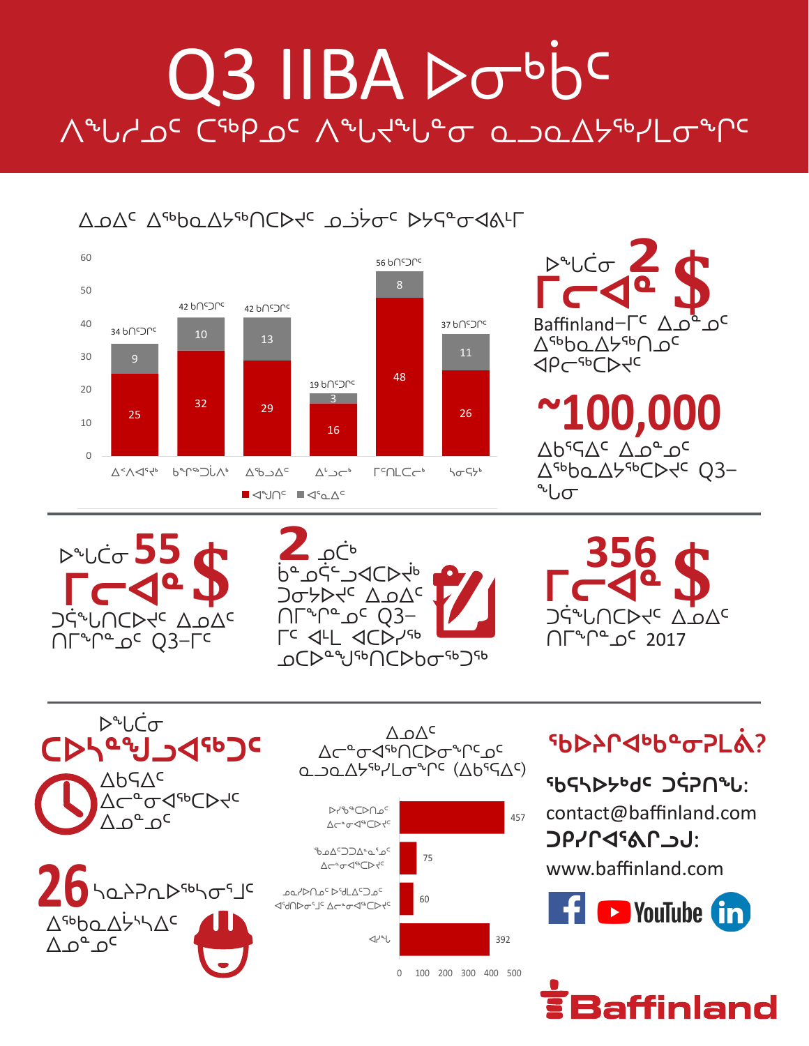# Q3 IIBA ᐅᓂᒃᑳᑦ

## ᐱᖓᓱᓄᑦ ᑕᖅᑭᓄᑦ ᐱᖓᔪᖓᓂ ᓇᓗᓇᐃᔭᖅᓯᒪᓂᖏᑦ

ᐃᓄᐃᑦ ᐃᖅᑲᓇᐃᔭᖅᑎᑕᐅᔪᑦ ᓄᓘᔾᔨᓂᑦ ᐅᔭᕐᓂᐊᕐᕕᒥ

60
50
40
30
20
10
0

34 ᑲᑎᙵᑦ
9
25

42 ᑲᑎᙵᑦ
10
32

42 ᑲᑎᙵᑦ
13
29

19 ᑲᑎᙵᑦ
3
16

56 ᑲᑎᙵᑦ
8
48

37 ᑲᑎᙵᑦ
11
26

ᐃᒡᓗᓕᒃ ᑲᖏᖅᖢᒑᐱᒃ ᐃᒡᓗᓕᒃ ᐃᒡᓗᓕᒃ ᒥᑦᑎᒪᑕᓕᒃ ᓴᓂᕋᔭᒃ

■ ᐊᖑᑎᑦ ■ ᐊᕐᓇᐃᑦ

ᐅᖓᑖᓂ **2** **ᒥᓕᐊᓐ $**
Baffinland–ᒥᑦ ᐃᓄᓐᓄᑦ ᐃᖅᑲᓇᐃᔭᖅᑎᓄᑦ ᐊᑭᓕᖅᑕᐅᔪᑦ

**~100,000**
ᐃᑲᕐᕋᐃᑦ ᐃᓄᓐᓄᑦ ᐃᖅᑲᓇᐃᔭᖅᑕᐅᔪᑦ Q3–ᖓᓂ

ᐅᖓᑖᓂ **55** **ᒥᓕᐊᓐ $**
ᑐᕌᖓᑎᑕᐅᔪᑦ ᐃᓄᐃᑦ ᑎᒥᖏᓐᓄᑦ Q3–ᒥᑦ

**2** ᓄᑖᒃ
ᑳᓐᓂᕐᓗᐊᑕᐅᔾᔪᒃ ᑐᓂᔭᐅᔪᑦ ᐃᓄᐃᑦ ᑎᒥᖏᓐᓄᑦ Q3–ᒥᑦ ᐊᒻᒪ ᐊᑕᐅᓯᖅ ᓄᑕᐅᖑᖅᑎᑕᐅᑲᓂᖅᑐᖅ

**356** **ᒥᓕᐊᓐ $**
ᑐᕌᖓᑎᑕᐅᔪᑦ ᐃᓄᐃᑦ ᑎᒥᖏᓐᓄᑦ 2017

ᐅᖓᑖᓂ
**ᑕᐅᓴᖑᒧᐊᖅᑐᑦ**
ᐃᑲᕋᐃᑦ ᐃᓕᓐᓂᐊᖅᑕᐅᔪᑦ ᐃᓄᓐᓄᑦ

**26** ᓴᓇᔨᕆᐅᖅᓴᓂᕐᒧᑦ ᐃᖅᑲᓇᐃᓲᓯᐃᑦ ᐃᓄᓐᓄᑦ

ᐃᓄᐃᑦ ᐃᓕᓐᓂᐊᖅᑎᑕᐅᓂᖏᓐᓄᑦ ᓇᓗᓇᐃᔭᖅᓯᒪᓂᖏᑦ (ᐃᑲᕋᐃᑦ)

ᐅᓯᒃᑕᐅᑎᓄᑦ ᐃᓕᓐᓂᐊᖅᑕᐅᔪᑦ
ᖃᓄᐃᑦᑐᑐᐊᓐᓇᕐᓄᑦ ᐃᓕᓐᓂᐊᖅᑕᐅᔪᑦ
ᓄᓯᐅᑎᓄᑦ ᐅᖁᒪᐃᑦᑐᓄᑦ ᐊᕐᖁᑎᐅᓂᕐᒧᑦ ᐃᓕᓐᓂᐊᖅᑕᐅᔪᑦ
ᐊᓯᖓ

457
75
60
392

0 100 200 300 400 500

**ᖃᐅᔨᒋᐊᒃᑲᓐᓂᕈᒪᕖᑦ?**

**ᖃᕋᓴᐅᔭᒃᑯᑦ ᑐᖅᑯᑎᖓ:** contact@baffinland.com

**ᑐᑭᓯᒋᐊᕐᕕᒋᓗᒍ:** www.baffinland.com

Baffinland